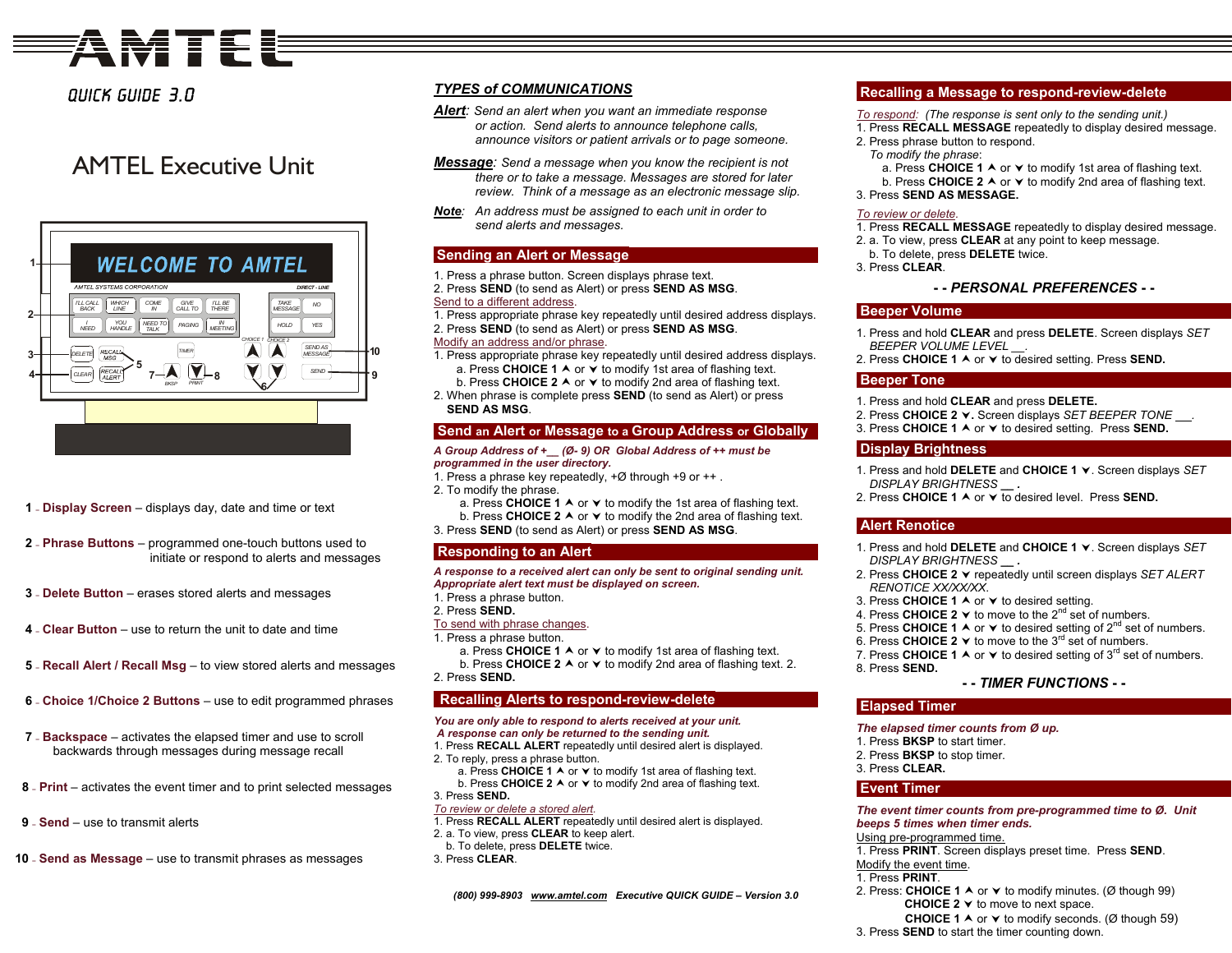# AMTEL

QUICK GUIDE 3.0

## AMTEL Executive Unit

1 – **Display Screen** – displays day, date and time or text

2 – **Phrase Buttons** – programmed one-touch buttons used to initiate or respond to alerts and messages

3 – **Delete Button** – erases stored alerts and messages

4 – **Clear Button** – use to return the unit to date and time

5 – **Recall Alert / Recall Msg** – to view stored alerts and messages

6 – **Choice 1/Choice 2 Buttons** – use to edit programmed phrases

7 – **Backspace** – activates the elapsed timer and use to scroll backwards through messages during message recall

8 – **Print** – activates the event timer and to print selected messages

9 – **Send** – use to transmit alerts

10 – **Send as Message** – use to transmit phrases as messages

## TYPES of COMMUNICATIONS

***Alert***: *Send an alert when you want an immediate response or action. Send alerts to announce telephone calls, announce visitors or patient arrivals or to page someone.*

***Message***: *Send a message when you know the recipient is not there or to take a message. Messages are stored for later review. Think of a message as an electronic message slip.*

***Note***: *An address must be assigned to each unit in order to send alerts and messages.*

## Sending an Alert or Message

1. Press a phrase button. Screen displays phrase text.
2. Press **SEND** (to send as Alert) or press **SEND AS MSG**.

Send to a different address.

1. Press appropriate phrase key repeatedly until desired address displays.
2. Press **SEND** (to send as Alert) or press **SEND AS MSG**.

Modify an address and/or phrase.

1. Press appropriate phrase key repeatedly until desired address displays.
   a. Press **CHOICE 1** ∧ or ∨ to modify 1st area of flashing text.
   b. Press **CHOICE 2** ∧ or ∨ to modify 2nd area of flashing text.
2. When phrase is complete press **SEND** (to send as Alert) or press **SEND AS MSG**.

## Send an Alert or Message to a Group Address or Globally

***A Group Address of +__ (Ø- 9) OR Global Address of ++ must be programmed in the user directory.***

1. Press a phrase key repeatedly, +Ø through +9 or ++ .
2. To modify the phrase.
   a. Press **CHOICE 1** ∧ or ∨ to modify the 1st area of flashing text.
   b. Press **CHOICE 2** ∧ or ∨ to modify the 2nd area of flashing text.
3. Press **SEND** (to send as Alert) or press **SEND AS MSG**.

## Responding to an Alert

***A response to a received alert can only be sent to original sending unit. Appropriate alert text must be displayed on screen.***

1. Press a phrase button.
2. Press **SEND.**

To send with phrase changes.

1. Press a phrase button.
   a. Press **CHOICE 1** ∧ or ∨ to modify 1st area of flashing text.
   b. Press **CHOICE 2** ∧ or ∨ to modify 2nd area of flashing text. 2.
2. Press **SEND.**

## Recalling Alerts to respond-review-delete

***You are only able to respond to alerts received at your unit. A response can only be returned to the sending unit.***

1. Press **RECALL ALERT** repeatedly until desired alert is displayed.
2. To reply, press a phrase button.
   a. Press **CHOICE 1** ∧ or ∨ to modify 1st area of flashing text.
   b. Press **CHOICE 2** ∧ or ∨ to modify 2nd area of flashing text.
3. Press **SEND.**

*To review or delete a stored alert.*

1. Press **RECALL ALERT** repeatedly until desired alert is displayed.
2. a. To view, press **CLEAR** to keep alert.
   b. To delete, press **DELETE** twice.
3. Press **CLEAR**.

***(800) 999-8903 www.amtel.com Executive QUICK GUIDE – Version 3.0***

## Recalling a Message to respond-review-delete

*To respond*: *(The response is sent only to the sending unit.)*

1. Press **RECALL MESSAGE** repeatedly to display desired message.
2. Press phrase button to respond.
   *To modify the phrase*:
   a. Press **CHOICE 1** ∧ or ∨ to modify 1st area of flashing text.
   b. Press **CHOICE 2** ∧ or ∨ to modify 2nd area of flashing text.
3. Press **SEND AS MESSAGE.**

*To review or delete.*

1. Press **RECALL MESSAGE** repeatedly to display desired message.
2. a. To view, press **CLEAR** at any point to keep message.
   b. To delete, press **DELETE** twice.
3. Press **CLEAR**.

### *- - PERSONAL PREFERENCES - -*

## Beeper Volume

1. Press and hold **CLEAR** and press **DELETE**. Screen displays *SET BEEPER VOLUME LEVEL __.*
2. Press **CHOICE 1** ∧ or ∨ to desired setting. Press **SEND.**

## Beeper Tone

1. Press and hold **CLEAR** and press **DELETE.**
2. Press **CHOICE 2** ∨**.** Screen displays *SET BEEPER TONE __*.
3. Press **CHOICE 1** ∧ or ∨ to desired setting. Press **SEND.**

## Display Brightness

1. Press and hold **DELETE** and **CHOICE 1** ∨. Screen displays *SET DISPLAY BRIGHTNESS __ .*
2. Press **CHOICE 1** ∧ or ∨ to desired level. Press **SEND.**

## Alert Renotice

1. Press and hold **DELETE** and **CHOICE 1** ∨. Screen displays *SET DISPLAY BRIGHTNESS __ .*
2. Press **CHOICE 2** ∨ repeatedly until screen displays *SET ALERT RENOTICE XX/XX/XX.*
3. Press **CHOICE 1** ∧ or ∨ to desired setting.
4. Press **CHOICE 2** ∨ to move to the 2nd set of numbers.
5. Press **CHOICE 1** ∧ or ∨ to desired setting of 2nd set of numbers.
6. Press **CHOICE 2** ∨ to move to the 3rd set of numbers.
7. Press **CHOICE 1** ∧ or ∨ to desired setting of 3rd set of numbers.
8. Press **SEND.**

### *- - TIMER FUNCTIONS - -*

## Elapsed Timer

***The elapsed timer counts from Ø up.***

1. Press **BKSP** to start timer.
2. Press **BKSP** to stop timer.
3. Press **CLEAR.**

## Event Timer

***The event timer counts from pre-programmed time to Ø. Unit beeps 5 times when timer ends.***

Using pre-programmed time.

1. Press **PRINT**. Screen displays preset time. Press **SEND**.

Modify the event time.

1. Press **PRINT**.
2. Press: **CHOICE 1** ∧ or ∨ to modify minutes. (Ø though 99)
   **CHOICE 2** ∨ to move to next space.
   **CHOICE 1** ∧ or ∨ to modify seconds. (Ø though 59)
3. Press **SEND** to start the timer counting down.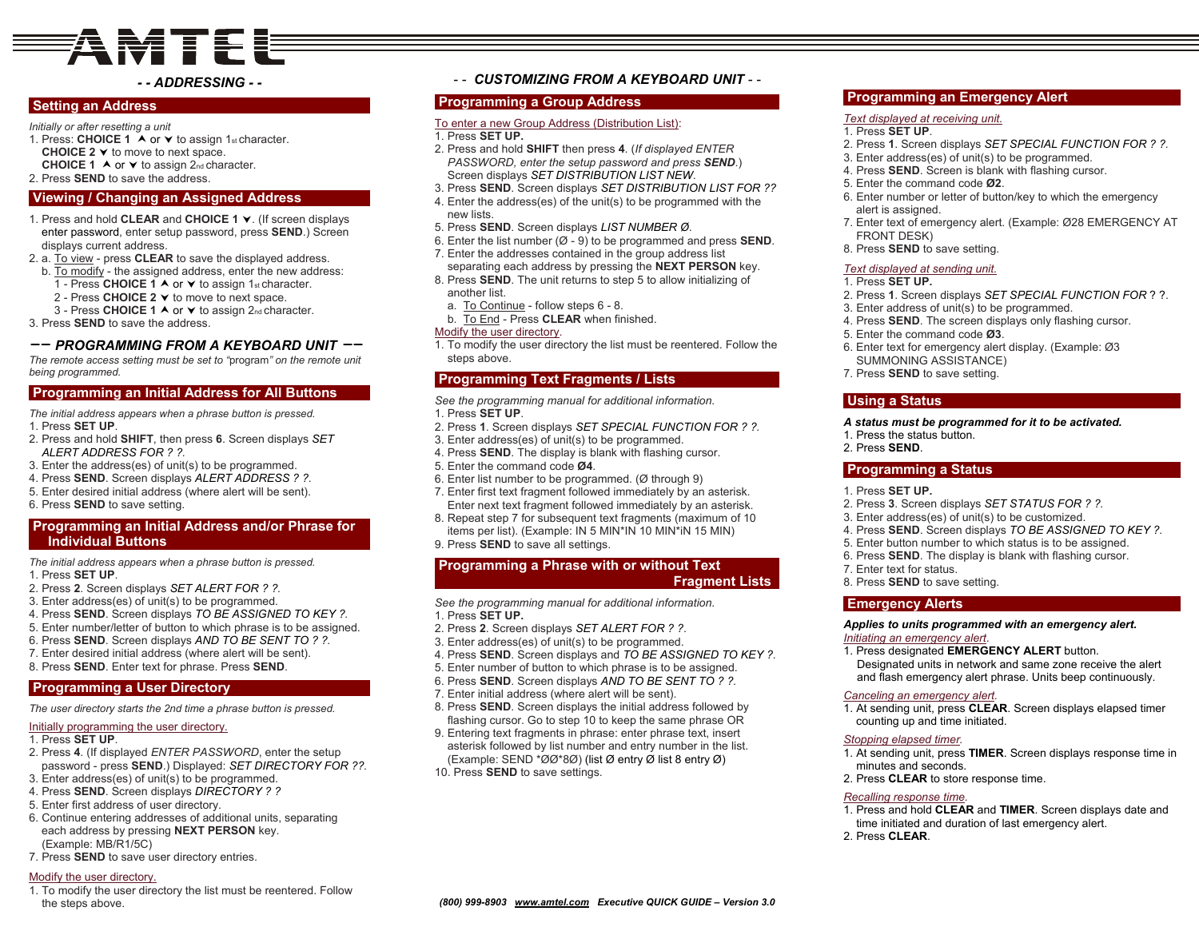# AMTEL

## - - ADDRESSING - -

### Setting an Address

*Initially or after resetting a unit*

1. Press: **CHOICE 1** ⋀ or ⋁ to assign 1st character.
   **CHOICE 2** ⋁ to move to next space.
   **CHOICE 1** ⋀ or ⋁ to assign 2nd character.
2. Press **SEND** to save the address.

### Viewing / Changing an Assigned Address

1. Press and hold **CLEAR** and **CHOICE 1** ⋁. (If screen displays enter password, enter setup password, press **SEND**.) Screen displays current address.
2. a. To view - press **CLEAR** to save the displayed address.
   b. To modify - the assigned address, enter the new address:
      1 - Press **CHOICE 1** ⋀ or ⋁ to assign 1st character.
      2 - Press **CHOICE 2** ⋁ to move to next space.
      3 - Press **CHOICE 1** ⋀ or ⋁ to assign 2nd character.
3. Press **SEND** to save the address.

## –– PROGRAMMING FROM A KEYBOARD UNIT ––

*The remote access setting must be set to "program" on the remote unit being programmed.*

### Programming an Initial Address for All Buttons

*The initial address appears when a phrase button is pressed.*

1. Press **SET UP**.
2. Press and hold **SHIFT**, then press **6**. Screen displays *SET ALERT ADDRESS FOR ? ?.*
3. Enter the address(es) of unit(s) to be programmed.
4. Press **SEND**. Screen displays *ALERT ADDRESS ? ?.*
5. Enter desired initial address (where alert will be sent).
6. Press **SEND** to save setting.

### Programming an Initial Address and/or Phrase for Individual Buttons

*The initial address appears when a phrase button is pressed.*

1. Press **SET UP**.
2. Press **2**. Screen displays *SET ALERT FOR ? ?.*
3. Enter address(es) of unit(s) to be programmed.
4. Press **SEND**. Screen displays *TO BE ASSIGNED TO KEY ?.*
5. Enter number/letter of button to which phrase is to be assigned.
6. Press **SEND**. Screen displays *AND TO BE SENT TO ? ?.*
7. Enter desired initial address (where alert will be sent).
8. Press **SEND**. Enter text for phrase. Press **SEND**.

### Programming a User Directory

*The user directory starts the 2nd time a phrase button is pressed.*

Initially programming the user directory.

1. Press **SET UP**.
2. Press **4**. (If displayed *ENTER PASSWORD*, enter the setup password - press **SEND**.) Displayed: *SET DIRECTORY FOR ??.*
3. Enter address(es) of unit(s) to be programmed.
4. Press **SEND**. Screen displays *DIRECTORY ? ?*
5. Enter first address of user directory.
6. Continue entering addresses of additional units, separating each address by pressing **NEXT PERSON** key. (Example: MB/R1/5C)
7. Press **SEND** to save user directory entries.

Modify the user directory.

1. To modify the user directory the list must be reentered. Follow the steps above.

## - - CUSTOMIZING FROM A KEYBOARD UNIT - -

### Programming a Group Address

To enter a new Group Address (Distribution List):

1. Press **SET UP.**
2. Press and hold **SHIFT** then press **4**. (*If displayed ENTER PASSWORD, enter the setup password and press **SEND**.*) Screen displays *SET DISTRIBUTION LIST NEW.*
3. Press **SEND**. Screen displays *SET DISTRIBUTION LIST FOR ??*
4. Enter the address(es) of the unit(s) to be programmed with the new lists.
5. Press **SEND**. Screen displays *LIST NUMBER Ø.*
6. Enter the list number (Ø - 9) to be programmed and press **SEND**.
7. Enter the addresses contained in the group address list separating each address by pressing the **NEXT PERSON** key.
8. Press **SEND**. The unit returns to step 5 to allow initializing of another list.
   a. To Continue - follow steps 6 - 8.
   b. To End - Press **CLEAR** when finished.

Modify the user directory.

1. To modify the user directory the list must be reentered. Follow the steps above.

### Programming Text Fragments / Lists

*See the programming manual for additional information.*

1. Press **SET UP**.
2. Press **1**. Screen displays *SET SPECIAL FUNCTION FOR ? ?.*
3. Enter address(es) of unit(s) to be programmed.
4. Press **SEND**. The display is blank with flashing cursor.
5. Enter the command code **Ø4**.
6. Enter list number to be programmed. (Ø through 9)
7. Enter first text fragment followed immediately by an asterisk. Enter next text fragment followed immediately by an asterisk.
8. Repeat step 7 for subsequent text fragments (maximum of 10 items per list). (Example: IN 5 MIN*IN 10 MIN*IN 15 MIN)
9. Press **SEND** to save all settings.

### Programming a Phrase with or without Text Fragment Lists

*See the programming manual for additional information.*

1. Press **SET UP.**
2. Press **2**. Screen displays *SET ALERT FOR ? ?.*
3. Enter address(es) of unit(s) to be programmed.
4. Press **SEND**. Screen displays and *TO BE ASSIGNED TO KEY ?.*
5. Enter number of button to which phrase is to be assigned.
6. Press **SEND**. Screen displays *AND TO BE SENT TO ? ?.*
7. Enter initial address (where alert will be sent).
8. Press **SEND**. Screen displays the initial address followed by flashing cursor. Go to step 10 to keep the same phrase OR
9. Entering text fragments in phrase: enter phrase text, insert asterisk followed by list number and entry number in the list. (Example: SEND *ØØ*8Ø) (list Ø entry Ø list 8 entry Ø)
10. Press **SEND** to save settings.

### Programming an Emergency Alert

Text displayed at receiving unit.

1. Press **SET UP**.
2. Press **1**. Screen displays *SET SPECIAL FUNCTION FOR ? ?.*
3. Enter address(es) of unit(s) to be programmed.
4. Press **SEND**. Screen is blank with flashing cursor.
5. Enter the command code **Ø2**.
6. Enter number or letter of button/key to which the emergency alert is assigned.
7. Enter text of emergency alert. (Example: Ø28 EMERGENCY AT FRONT DESK)
8. Press **SEND** to save setting.

Text displayed at sending unit.

1. Press **SET UP.**
2. Press **1**. Screen displays *SET SPECIAL FUNCTION FOR* ? ?.
3. Enter address of unit(s) to be programmed.
4. Press **SEND**. The screen displays only flashing cursor.
5. Enter the command code **Ø3**.
6. Enter text for emergency alert display. (Example: Ø3 SUMMONING ASSISTANCE)
7. Press **SEND** to save setting.

### Using a Status

***A status must be programmed for it to be activated.***

1. Press the status button.
2. Press **SEND**.

### Programming a Status

1. Press **SET UP.**
2. Press **3**. Screen displays *SET STATUS FOR ? ?.*
3. Enter address(es) of unit(s) to be customized.
4. Press **SEND**. Screen displays *TO BE ASSIGNED TO KEY ?.*
5. Enter button number to which status is to be assigned.
6. Press **SEND**. The display is blank with flashing cursor.
7. Enter text for status.
8. Press **SEND** to save setting.

### Emergency Alerts

***Applies to units programmed with an emergency alert.***

Initiating an emergency alert.

1. Press designated **EMERGENCY ALERT** button.
   Designated units in network and same zone receive the alert and flash emergency alert phrase. Units beep continuously.

Canceling an emergency alert.

1. At sending unit, press **CLEAR**. Screen displays elapsed timer counting up and time initiated.

Stopping elapsed timer.

1. At sending unit, press **TIMER**. Screen displays response time in minutes and seconds.
2. Press **CLEAR** to store response time.

Recalling response time.

1. Press and hold **CLEAR** and **TIMER**. Screen displays date and time initiated and duration of last emergency alert.
2. Press **CLEAR**.

***(800) 999-8903 www.amtel.com Executive QUICK GUIDE – Version 3.0***